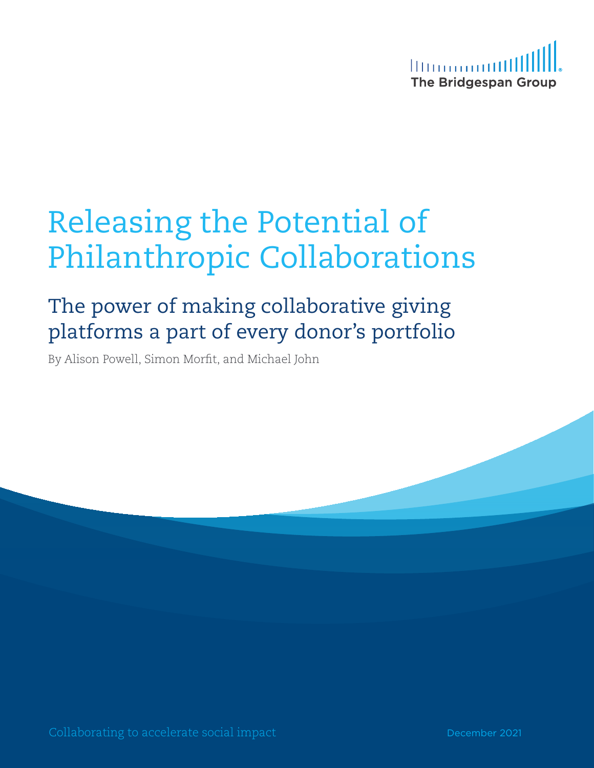The Bridgespan Group

# Releasing the Potential of Philanthropic Collaborations

## The power of making collaborative giving platforms a part of every donor's portfolio

By Alison Powell, Simon Morfit, and Michael John

Collaborating to accelerate social impact

December 2021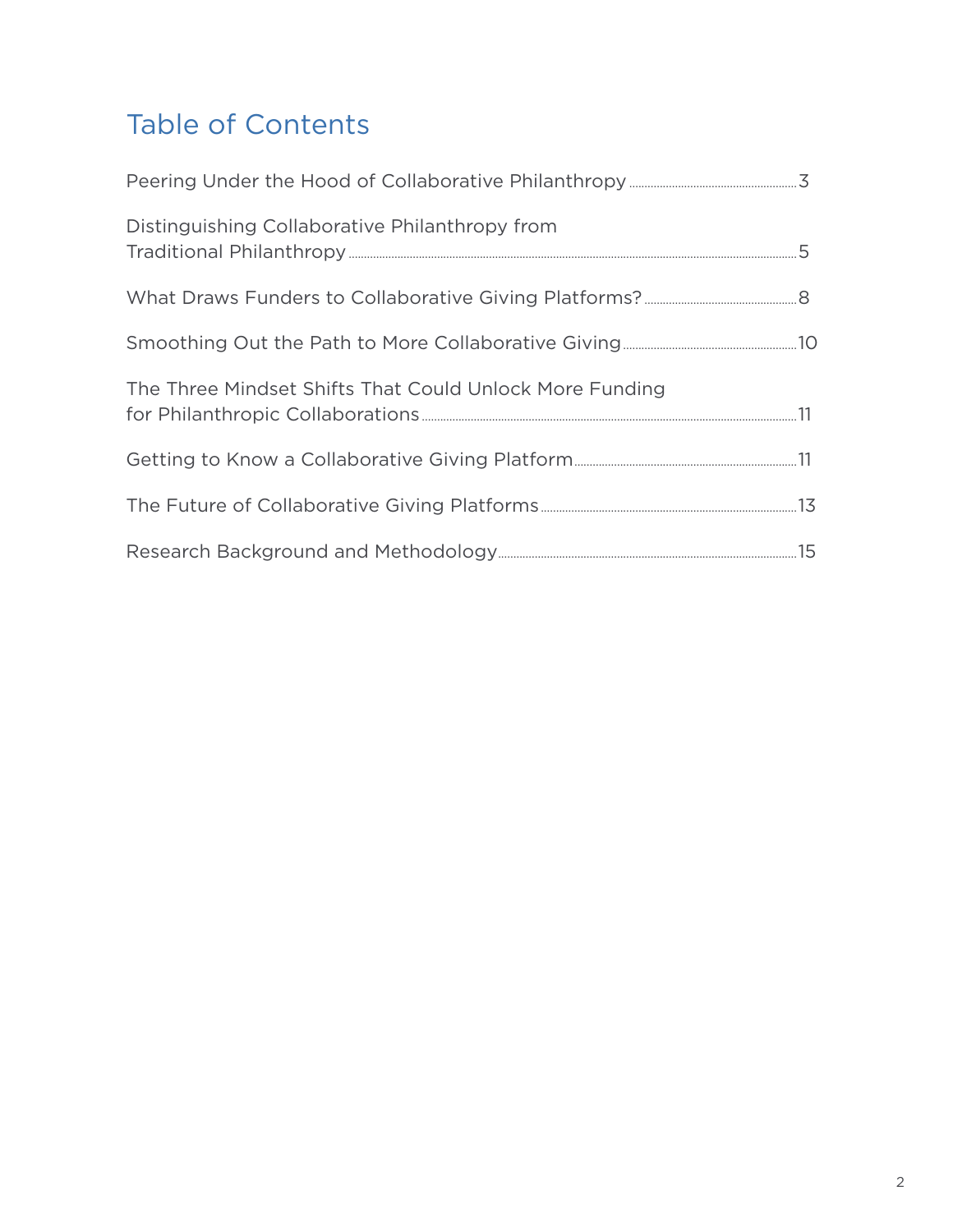# Table of Contents

Peering Under the Hood of Collaborative Philanthropy ........ 3

Distinguishing Collaborative Philanthropy from Traditional Philanthropy ........ 5

What Draws Funders to Collaborative Giving Platforms? ........ 8

Smoothing Out the Path to More Collaborative Giving ........ 10

The Three Mindset Shifts That Could Unlock More Funding for Philanthropic Collaborations ........ 11

Getting to Know a Collaborative Giving Platform ........ 11

The Future of Collaborative Giving Platforms ........ 13

Research Background and Methodology ........ 15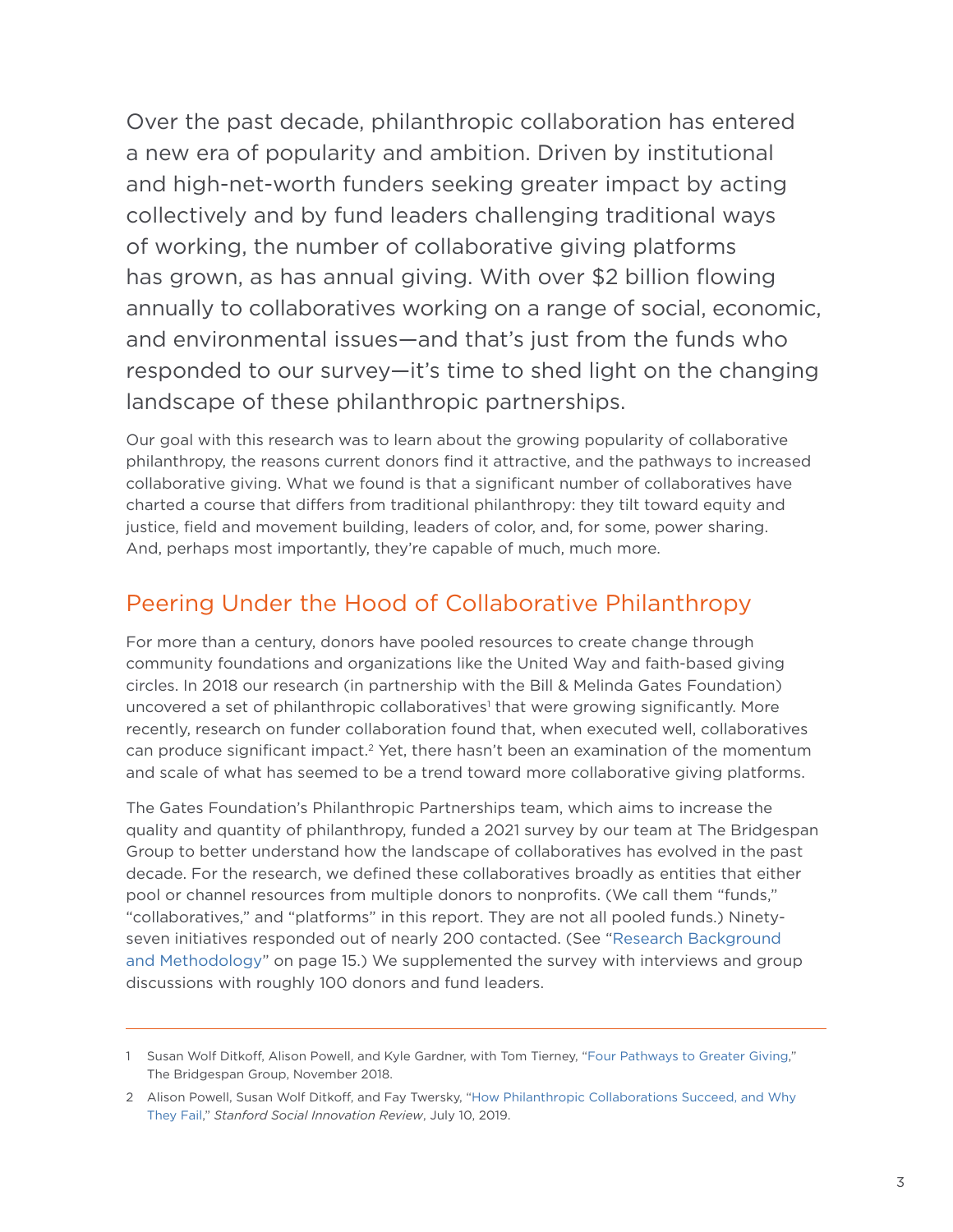Over the past decade, philanthropic collaboration has entered a new era of popularity and ambition. Driven by institutional and high-net-worth funders seeking greater impact by acting collectively and by fund leaders challenging traditional ways of working, the number of collaborative giving platforms has grown, as has annual giving. With over $2 billion flowing annually to collaboratives working on a range of social, economic, and environmental issues—and that's just from the funds who responded to our survey—it's time to shed light on the changing landscape of these philanthropic partnerships.

Our goal with this research was to learn about the growing popularity of collaborative philanthropy, the reasons current donors find it attractive, and the pathways to increased collaborative giving. What we found is that a significant number of collaboratives have charted a course that differs from traditional philanthropy: they tilt toward equity and justice, field and movement building, leaders of color, and, for some, power sharing. And, perhaps most importantly, they're capable of much, much more.

## Peering Under the Hood of Collaborative Philanthropy

For more than a century, donors have pooled resources to create change through community foundations and organizations like the United Way and faith-based giving circles. In 2018 our research (in partnership with the Bill & Melinda Gates Foundation) uncovered a set of philanthropic collaboratives[1] that were growing significantly. More recently, research on funder collaboration found that, when executed well, collaboratives can produce significant impact.[2] Yet, there hasn't been an examination of the momentum and scale of what has seemed to be a trend toward more collaborative giving platforms.

The Gates Foundation's Philanthropic Partnerships team, which aims to increase the quality and quantity of philanthropy, funded a 2021 survey by our team at The Bridgespan Group to better understand how the landscape of collaboratives has evolved in the past decade. For the research, we defined these collaboratives broadly as entities that either pool or channel resources from multiple donors to nonprofits. (We call them "funds," "collaboratives," and "platforms" in this report. They are not all pooled funds.) Ninety-seven initiatives responded out of nearly 200 contacted. (See "Research Background and Methodology" on page 15.) We supplemented the survey with interviews and group discussions with roughly 100 donors and fund leaders.

---

1 Susan Wolf Ditkoff, Alison Powell, and Kyle Gardner, with Tom Tierney, "Four Pathways to Greater Giving," The Bridgespan Group, November 2018.

2 Alison Powell, Susan Wolf Ditkoff, and Fay Twersky, "How Philanthropic Collaborations Succeed, and Why They Fail," *Stanford Social Innovation Review*, July 10, 2019.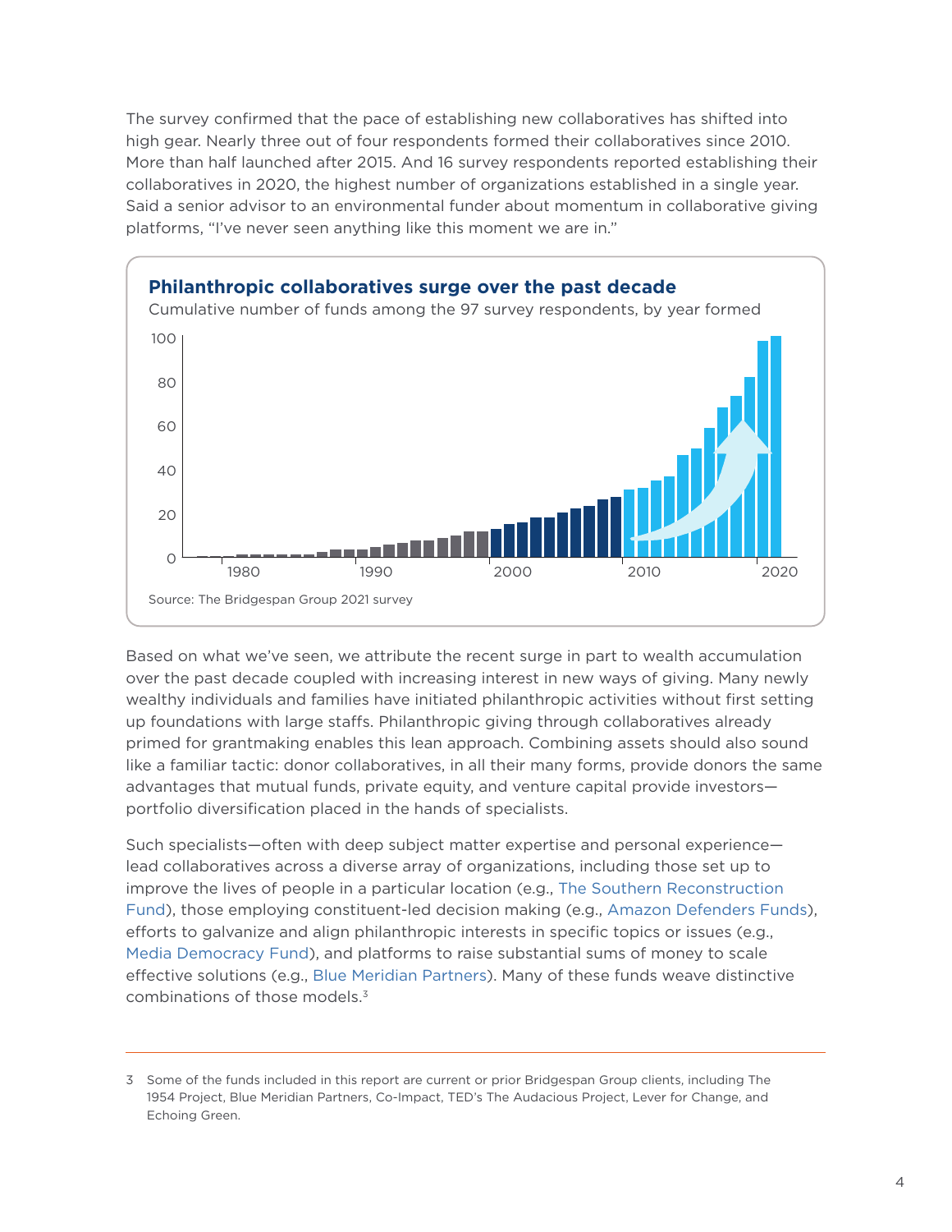The survey confirmed that the pace of establishing new collaboratives has shifted into high gear. Nearly three out of four respondents formed their collaboratives since 2010. More than half launched after 2015. And 16 survey respondents reported establishing their collaboratives in 2020, the highest number of organizations established in a single year. Said a senior advisor to an environmental funder about momentum in collaborative giving platforms, "I've never seen anything like this moment we are in."

**Philanthropic collaboratives surge over the past decade**

Cumulative number of funds among the 97 survey respondents, by year formed

Source: The Bridgespan Group 2021 survey

Based on what we've seen, we attribute the recent surge in part to wealth accumulation over the past decade coupled with increasing interest in new ways of giving. Many newly wealthy individuals and families have initiated philanthropic activities without first setting up foundations with large staffs. Philanthropic giving through collaboratives already primed for grantmaking enables this lean approach. Combining assets should also sound like a familiar tactic: donor collaboratives, in all their many forms, provide donors the same advantages that mutual funds, private equity, and venture capital provide investors—portfolio diversification placed in the hands of specialists.

Such specialists—often with deep subject matter expertise and personal experience—lead collaboratives across a diverse array of organizations, including those set up to improve the lives of people in a particular location (e.g., The Southern Reconstruction Fund), those employing constituent-led decision making (e.g., Amazon Defenders Funds), efforts to galvanize and align philanthropic interests in specific topics or issues (e.g., Media Democracy Fund), and platforms to raise substantial sums of money to scale effective solutions (e.g., Blue Meridian Partners). Many of these funds weave distinctive combinations of those models.[3]

---

3 Some of the funds included in this report are current or prior Bridgespan Group clients, including The 1954 Project, Blue Meridian Partners, Co-Impact, TED's The Audacious Project, Lever for Change, and Echoing Green.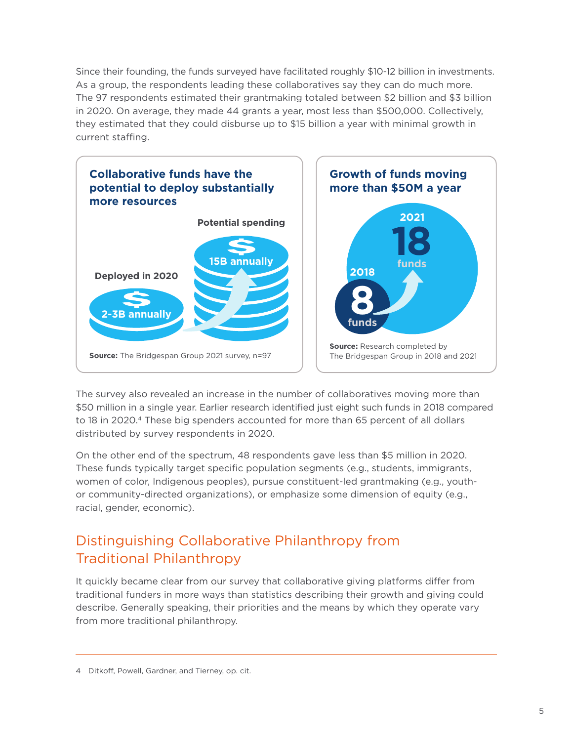Since their founding, the funds surveyed have facilitated roughly $10-12 billion in investments. As a group, the respondents leading these collaboratives say they can do much more. The 97 respondents estimated their grantmaking totaled between $2 billion and $3 billion in 2020. On average, they made 44 grants a year, most less than $500,000. Collectively, they estimated that they could disburse up to $15 billion a year with minimal growth in current staffing.

**Collaborative funds have the potential to deploy substantially more resources**

Deployed in 2020: 2-3B annually

Potential spending: 15B annually

**Source:** The Bridgespan Group 2021 survey, n=97

**Growth of funds moving more than $50M a year**

2018: 8 funds

2021: 18 funds

**Source:** Research completed by The Bridgespan Group in 2018 and 2021

The survey also revealed an increase in the number of collaboratives moving more than $50 million in a single year. Earlier research identified just eight such funds in 2018 compared to 18 in 2020.[4] These big spenders accounted for more than 65 percent of all dollars distributed by survey respondents in 2020.

On the other end of the spectrum, 48 respondents gave less than $5 million in 2020. These funds typically target specific population segments (e.g., students, immigrants, women of color, Indigenous peoples), pursue constituent-led grantmaking (e.g., youth- or community-directed organizations), or emphasize some dimension of equity (e.g., racial, gender, economic).

## Distinguishing Collaborative Philanthropy from Traditional Philanthropy

It quickly became clear from our survey that collaborative giving platforms differ from traditional funders in more ways than statistics describing their growth and giving could describe. Generally speaking, their priorities and the means by which they operate vary from more traditional philanthropy.

---

4 Ditkoff, Powell, Gardner, and Tierney, op. cit.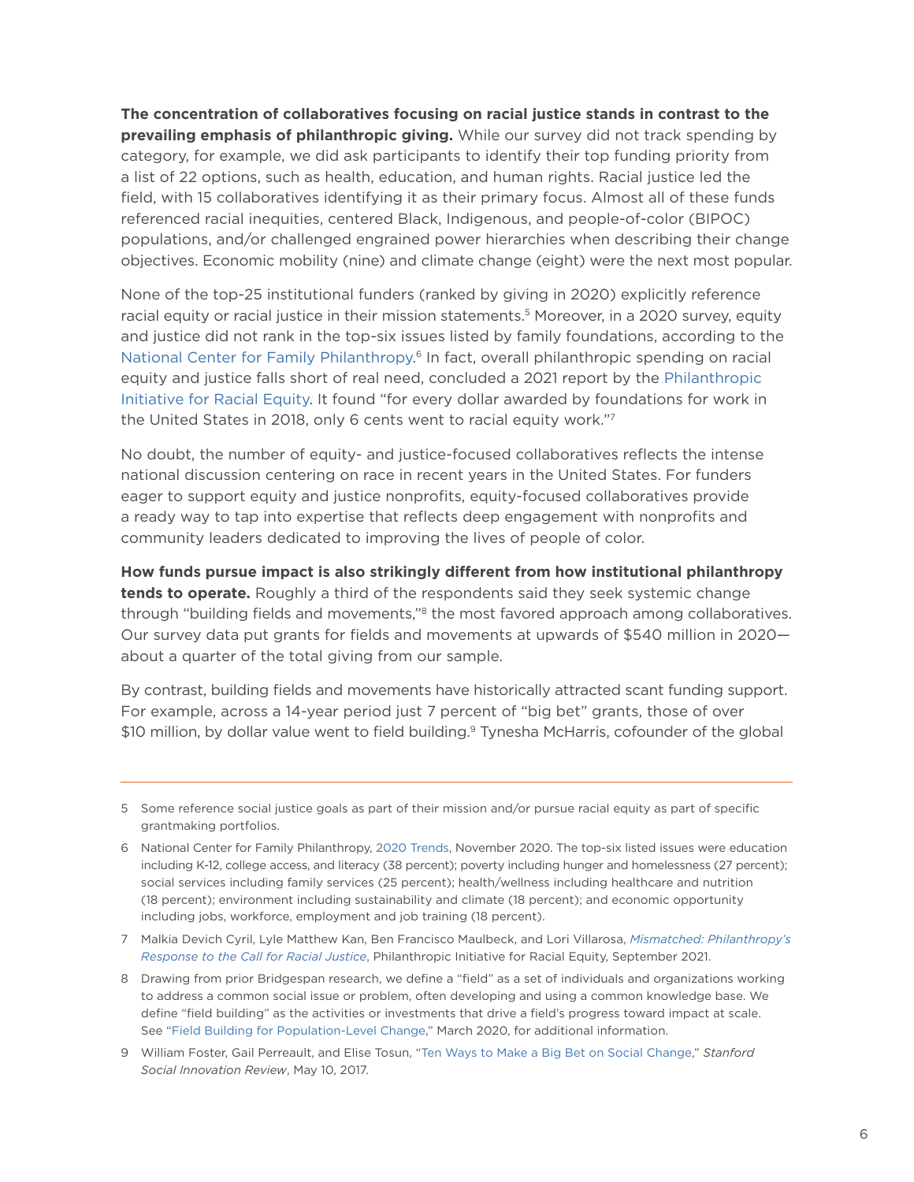**The concentration of collaboratives focusing on racial justice stands in contrast to the prevailing emphasis of philanthropic giving.** While our survey did not track spending by category, for example, we did ask participants to identify their top funding priority from a list of 22 options, such as health, education, and human rights. Racial justice led the field, with 15 collaboratives identifying it as their primary focus. Almost all of these funds referenced racial inequities, centered Black, Indigenous, and people-of-color (BIPOC) populations, and/or challenged engrained power hierarchies when describing their change objectives. Economic mobility (nine) and climate change (eight) were the next most popular.

None of the top-25 institutional funders (ranked by giving in 2020) explicitly reference racial equity or racial justice in their mission statements.[5] Moreover, in a 2020 survey, equity and justice did not rank in the top-six issues listed by family foundations, according to the National Center for Family Philanthropy.[6] In fact, overall philanthropic spending on racial equity and justice falls short of real need, concluded a 2021 report by the Philanthropic Initiative for Racial Equity. It found "for every dollar awarded by foundations for work in the United States in 2018, only 6 cents went to racial equity work."[7]

No doubt, the number of equity- and justice-focused collaboratives reflects the intense national discussion centering on race in recent years in the United States. For funders eager to support equity and justice nonprofits, equity-focused collaboratives provide a ready way to tap into expertise that reflects deep engagement with nonprofits and community leaders dedicated to improving the lives of people of color.

**How funds pursue impact is also strikingly different from how institutional philanthropy tends to operate.** Roughly a third of the respondents said they seek systemic change through "building fields and movements,"[8] the most favored approach among collaboratives. Our survey data put grants for fields and movements at upwards of $540 million in 2020—about a quarter of the total giving from our sample.

By contrast, building fields and movements have historically attracted scant funding support. For example, across a 14-year period just 7 percent of "big bet" grants, those of over $10 million, by dollar value went to field building.[9] Tynesha McHarris, cofounder of the global

---

5 Some reference social justice goals as part of their mission and/or pursue racial equity as part of specific grantmaking portfolios.

6 National Center for Family Philanthropy, 2020 Trends, November 2020. The top-six listed issues were education including K-12, college access, and literacy (38 percent); poverty including hunger and homelessness (27 percent); social services including family services (25 percent); health/wellness including healthcare and nutrition (18 percent); environment including sustainability and climate (18 percent); and economic opportunity including jobs, workforce, employment and job training (18 percent).

7 Malkia Devich Cyril, Lyle Matthew Kan, Ben Francisco Maulbeck, and Lori Villarosa, *Mismatched: Philanthropy's Response to the Call for Racial Justice*, Philanthropic Initiative for Racial Equity, September 2021.

8 Drawing from prior Bridgespan research, we define a "field" as a set of individuals and organizations working to address a common social issue or problem, often developing and using a common knowledge base. We define "field building" as the activities or investments that drive a field's progress toward impact at scale. See "Field Building for Population-Level Change," March 2020, for additional information.

9 William Foster, Gail Perreault, and Elise Tosun, "Ten Ways to Make a Big Bet on Social Change," *Stanford Social Innovation Review*, May 10, 2017.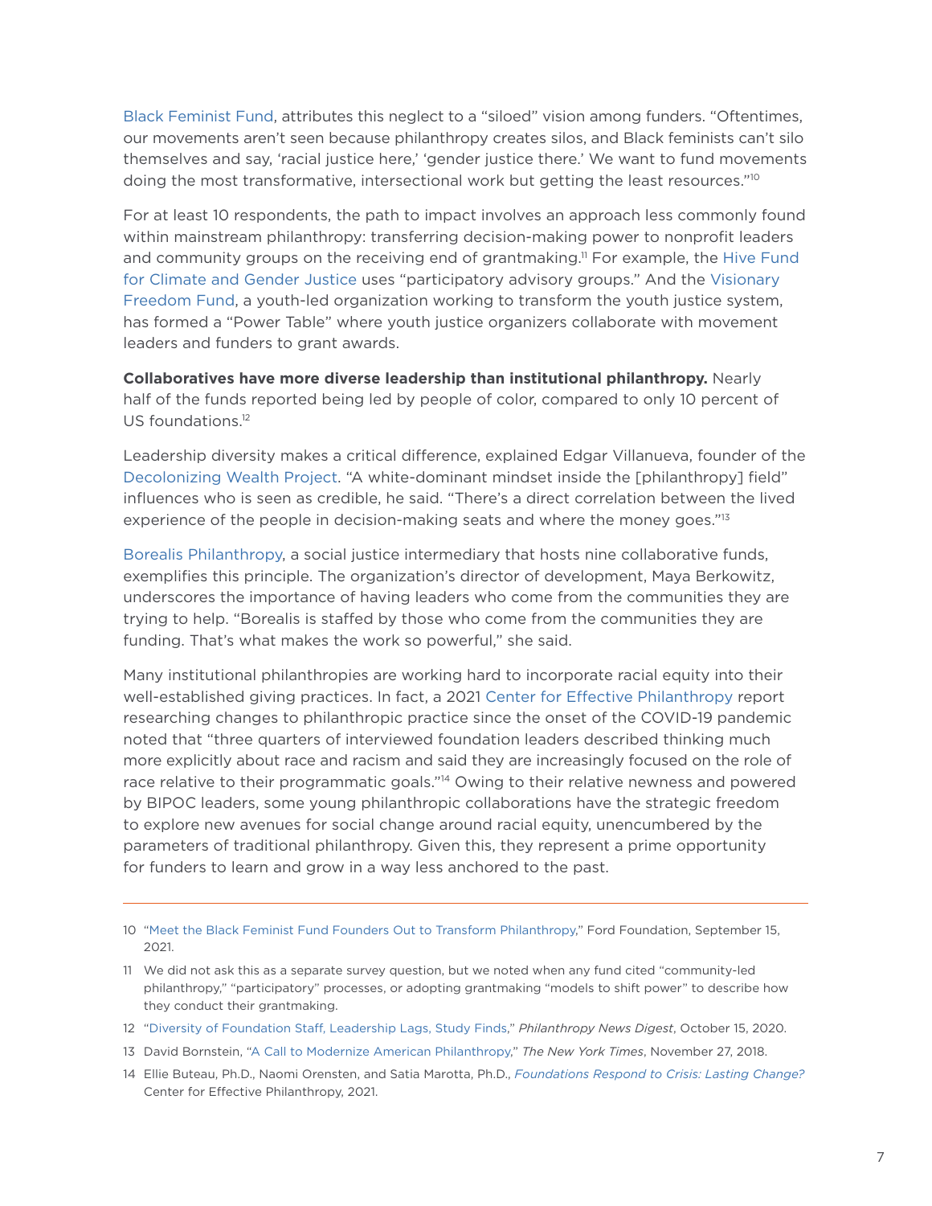Black Feminist Fund, attributes this neglect to a "siloed" vision among funders. "Oftentimes, our movements aren't seen because philanthropy creates silos, and Black feminists can't silo themselves and say, 'racial justice here,' 'gender justice there.' We want to fund movements doing the most transformative, intersectional work but getting the least resources."[10]

For at least 10 respondents, the path to impact involves an approach less commonly found within mainstream philanthropy: transferring decision-making power to nonprofit leaders and community groups on the receiving end of grantmaking.[11] For example, the Hive Fund for Climate and Gender Justice uses "participatory advisory groups." And the Visionary Freedom Fund, a youth-led organization working to transform the youth justice system, has formed a "Power Table" where youth justice organizers collaborate with movement leaders and funders to grant awards.

**Collaboratives have more diverse leadership than institutional philanthropy.** Nearly half of the funds reported being led by people of color, compared to only 10 percent of US foundations.[12]

Leadership diversity makes a critical difference, explained Edgar Villanueva, founder of the Decolonizing Wealth Project. "A white-dominant mindset inside the [philanthropy] field" influences who is seen as credible, he said. "There's a direct correlation between the lived experience of the people in decision-making seats and where the money goes."[13]

Borealis Philanthropy, a social justice intermediary that hosts nine collaborative funds, exemplifies this principle. The organization's director of development, Maya Berkowitz, underscores the importance of having leaders who come from the communities they are trying to help. "Borealis is staffed by those who come from the communities they are funding. That's what makes the work so powerful," she said.

Many institutional philanthropies are working hard to incorporate racial equity into their well-established giving practices. In fact, a 2021 Center for Effective Philanthropy report researching changes to philanthropic practice since the onset of the COVID-19 pandemic noted that "three quarters of interviewed foundation leaders described thinking much more explicitly about race and racism and said they are increasingly focused on the role of race relative to their programmatic goals."[14] Owing to their relative newness and powered by BIPOC leaders, some young philanthropic collaborations have the strategic freedom to explore new avenues for social change around racial equity, unencumbered by the parameters of traditional philanthropy. Given this, they represent a prime opportunity for funders to learn and grow in a way less anchored to the past.

---

10 "Meet the Black Feminist Fund Founders Out to Transform Philanthropy," Ford Foundation, September 15, 2021.

11 We did not ask this as a separate survey question, but we noted when any fund cited "community-led philanthropy," "participatory" processes, or adopting grantmaking "models to shift power" to describe how they conduct their grantmaking.

12 "Diversity of Foundation Staff, Leadership Lags, Study Finds," *Philanthropy News Digest*, October 15, 2020.

13 David Bornstein, "A Call to Modernize American Philanthropy," *The New York Times*, November 27, 2018.

14 Ellie Buteau, Ph.D., Naomi Orensten, and Satia Marotta, Ph.D., *Foundations Respond to Crisis: Lasting Change?* Center for Effective Philanthropy, 2021.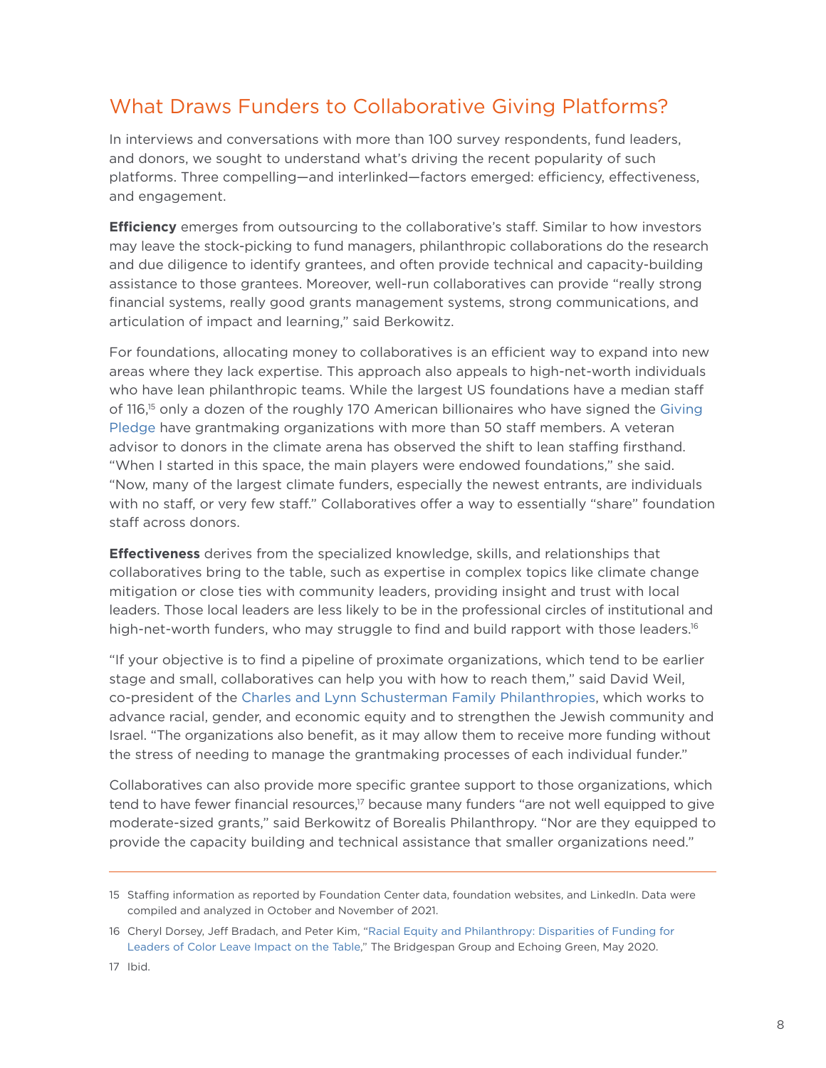## What Draws Funders to Collaborative Giving Platforms?

In interviews and conversations with more than 100 survey respondents, fund leaders, and donors, we sought to understand what's driving the recent popularity of such platforms. Three compelling—and interlinked—factors emerged: efficiency, effectiveness, and engagement.

**Efficiency** emerges from outsourcing to the collaborative's staff. Similar to how investors may leave the stock-picking to fund managers, philanthropic collaborations do the research and due diligence to identify grantees, and often provide technical and capacity-building assistance to those grantees. Moreover, well-run collaboratives can provide "really strong financial systems, really good grants management systems, strong communications, and articulation of impact and learning," said Berkowitz.

For foundations, allocating money to collaboratives is an efficient way to expand into new areas where they lack expertise. This approach also appeals to high-net-worth individuals who have lean philanthropic teams. While the largest US foundations have a median staff of 116,[15] only a dozen of the roughly 170 American billionaires who have signed the Giving Pledge have grantmaking organizations with more than 50 staff members. A veteran advisor to donors in the climate arena has observed the shift to lean staffing firsthand. "When I started in this space, the main players were endowed foundations," she said. "Now, many of the largest climate funders, especially the newest entrants, are individuals with no staff, or very few staff." Collaboratives offer a way to essentially "share" foundation staff across donors.

**Effectiveness** derives from the specialized knowledge, skills, and relationships that collaboratives bring to the table, such as expertise in complex topics like climate change mitigation or close ties with community leaders, providing insight and trust with local leaders. Those local leaders are less likely to be in the professional circles of institutional and high-net-worth funders, who may struggle to find and build rapport with those leaders.[16]

"If your objective is to find a pipeline of proximate organizations, which tend to be earlier stage and small, collaboratives can help you with how to reach them," said David Weil, co-president of the Charles and Lynn Schusterman Family Philanthropies, which works to advance racial, gender, and economic equity and to strengthen the Jewish community and Israel. "The organizations also benefit, as it may allow them to receive more funding without the stress of needing to manage the grantmaking processes of each individual funder."

Collaboratives can also provide more specific grantee support to those organizations, which tend to have fewer financial resources,[17] because many funders "are not well equipped to give moderate-sized grants," said Berkowitz of Borealis Philanthropy. "Nor are they equipped to provide the capacity building and technical assistance that smaller organizations need."

---

15 Staffing information as reported by Foundation Center data, foundation websites, and LinkedIn. Data were compiled and analyzed in October and November of 2021.

16 Cheryl Dorsey, Jeff Bradach, and Peter Kim, "Racial Equity and Philanthropy: Disparities of Funding for Leaders of Color Leave Impact on the Table," The Bridgespan Group and Echoing Green, May 2020.

17 Ibid.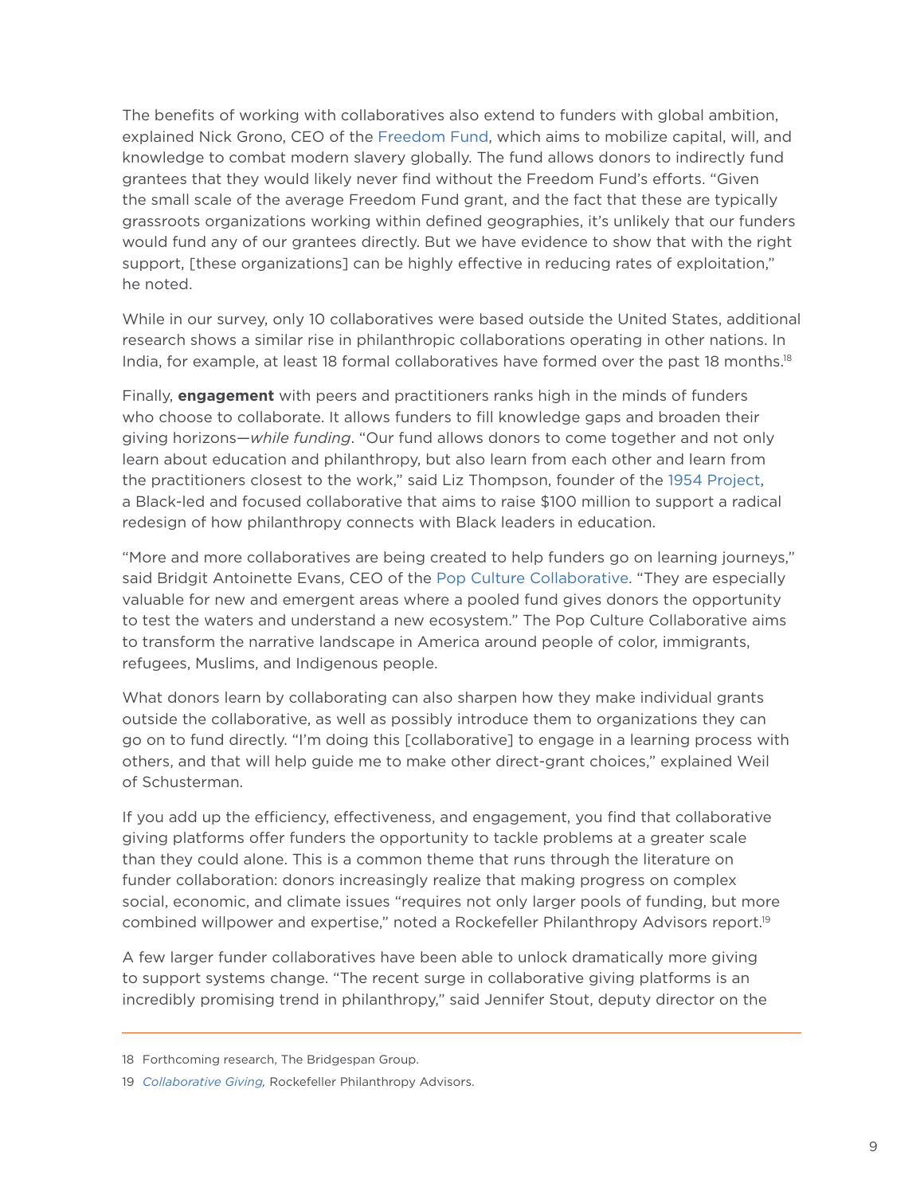The benefits of working with collaboratives also extend to funders with global ambition, explained Nick Grono, CEO of the Freedom Fund, which aims to mobilize capital, will, and knowledge to combat modern slavery globally. The fund allows donors to indirectly fund grantees that they would likely never find without the Freedom Fund's efforts. "Given the small scale of the average Freedom Fund grant, and the fact that these are typically grassroots organizations working within defined geographies, it's unlikely that our funders would fund any of our grantees directly. But we have evidence to show that with the right support, [these organizations] can be highly effective in reducing rates of exploitation," he noted.

While in our survey, only 10 collaboratives were based outside the United States, additional research shows a similar rise in philanthropic collaborations operating in other nations. In India, for example, at least 18 formal collaboratives have formed over the past 18 months.[18]

Finally, **engagement** with peers and practitioners ranks high in the minds of funders who choose to collaborate. It allows funders to fill knowledge gaps and broaden their giving horizons—*while funding*. "Our fund allows donors to come together and not only learn about education and philanthropy, but also learn from each other and learn from the practitioners closest to the work," said Liz Thompson, founder of the 1954 Project, a Black-led and focused collaborative that aims to raise $100 million to support a radical redesign of how philanthropy connects with Black leaders in education.

"More and more collaboratives are being created to help funders go on learning journeys," said Bridgit Antoinette Evans, CEO of the Pop Culture Collaborative. "They are especially valuable for new and emergent areas where a pooled fund gives donors the opportunity to test the waters and understand a new ecosystem." The Pop Culture Collaborative aims to transform the narrative landscape in America around people of color, immigrants, refugees, Muslims, and Indigenous people.

What donors learn by collaborating can also sharpen how they make individual grants outside the collaborative, as well as possibly introduce them to organizations they can go on to fund directly. "I'm doing this [collaborative] to engage in a learning process with others, and that will help guide me to make other direct-grant choices," explained Weil of Schusterman.

If you add up the efficiency, effectiveness, and engagement, you find that collaborative giving platforms offer funders the opportunity to tackle problems at a greater scale than they could alone. This is a common theme that runs through the literature on funder collaboration: donors increasingly realize that making progress on complex social, economic, and climate issues "requires not only larger pools of funding, but more combined willpower and expertise," noted a Rockefeller Philanthropy Advisors report.[19]

A few larger funder collaboratives have been able to unlock dramatically more giving to support systems change. "The recent surge in collaborative giving platforms is an incredibly promising trend in philanthropy," said Jennifer Stout, deputy director on the

---

18 Forthcoming research, The Bridgespan Group.

19 *Collaborative Giving,* Rockefeller Philanthropy Advisors.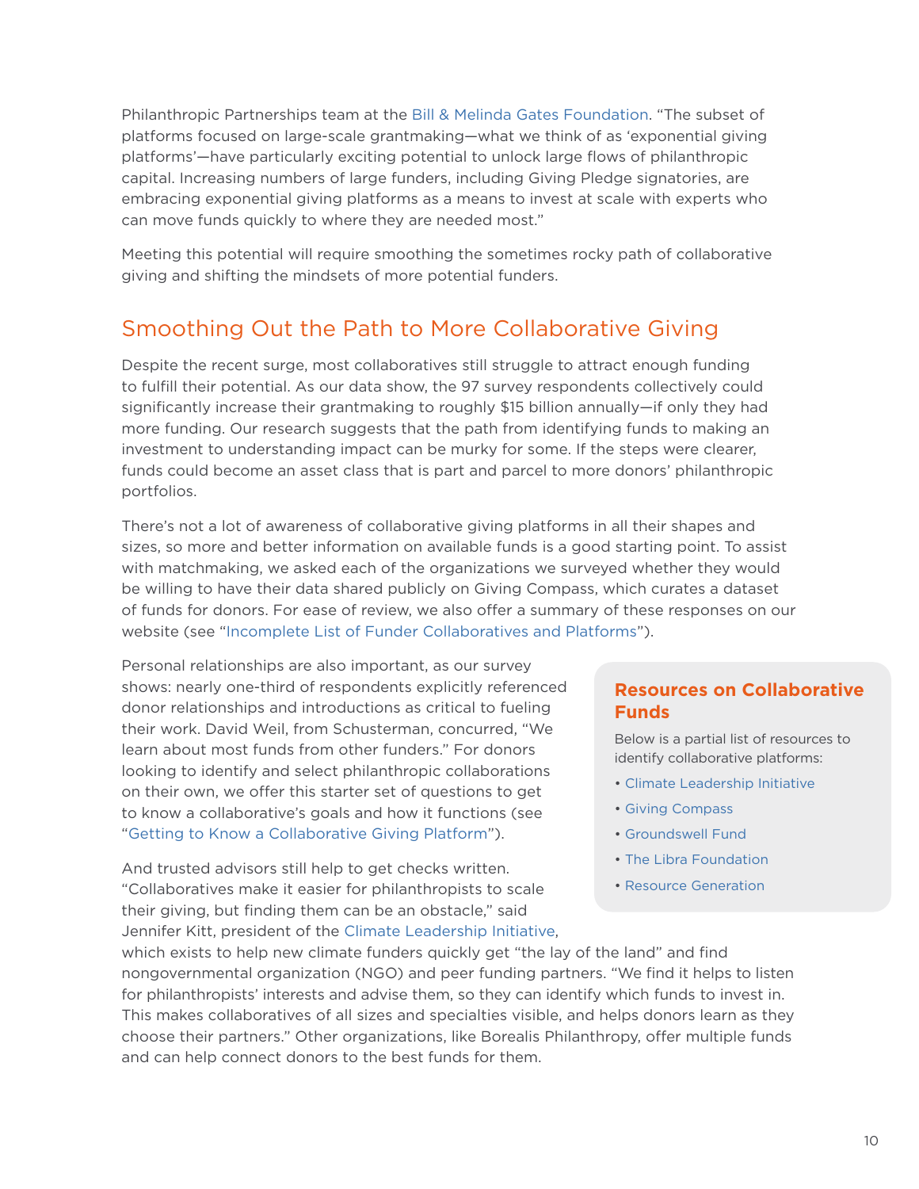Philanthropic Partnerships team at the Bill & Melinda Gates Foundation. "The subset of platforms focused on large-scale grantmaking—what we think of as 'exponential giving platforms'—have particularly exciting potential to unlock large flows of philanthropic capital. Increasing numbers of large funders, including Giving Pledge signatories, are embracing exponential giving platforms as a means to invest at scale with experts who can move funds quickly to where they are needed most."

Meeting this potential will require smoothing the sometimes rocky path of collaborative giving and shifting the mindsets of more potential funders.

## Smoothing Out the Path to More Collaborative Giving

Despite the recent surge, most collaboratives still struggle to attract enough funding to fulfill their potential. As our data show, the 97 survey respondents collectively could significantly increase their grantmaking to roughly $15 billion annually—if only they had more funding. Our research suggests that the path from identifying funds to making an investment to understanding impact can be murky for some. If the steps were clearer, funds could become an asset class that is part and parcel to more donors' philanthropic portfolios.

There's not a lot of awareness of collaborative giving platforms in all their shapes and sizes, so more and better information on available funds is a good starting point. To assist with matchmaking, we asked each of the organizations we surveyed whether they would be willing to have their data shared publicly on Giving Compass, which curates a dataset of funds for donors. For ease of review, we also offer a summary of these responses on our website (see "Incomplete List of Funder Collaboratives and Platforms").

Personal relationships are also important, as our survey shows: nearly one-third of respondents explicitly referenced donor relationships and introductions as critical to fueling their work. David Weil, from Schusterman, concurred, "We learn about most funds from other funders." For donors looking to identify and select philanthropic collaborations on their own, we offer this starter set of questions to get to know a collaborative's goals and how it functions (see "Getting to Know a Collaborative Giving Platform").

And trusted advisors still help to get checks written. "Collaboratives make it easier for philanthropists to scale their giving, but finding them can be an obstacle," said Jennifer Kitt, president of the Climate Leadership Initiative, which exists to help new climate funders quickly get "the lay of the land" and find nongovernmental organization (NGO) and peer funding partners. "We find it helps to listen for philanthropists' interests and advise them, so they can identify which funds to invest in. This makes collaboratives of all sizes and specialties visible, and helps donors learn as they choose their partners." Other organizations, like Borealis Philanthropy, offer multiple funds and can help connect donors to the best funds for them.

### Resources on Collaborative Funds

Below is a partial list of resources to identify collaborative platforms:

- Climate Leadership Initiative
- Giving Compass
- Groundswell Fund
- The Libra Foundation
- Resource Generation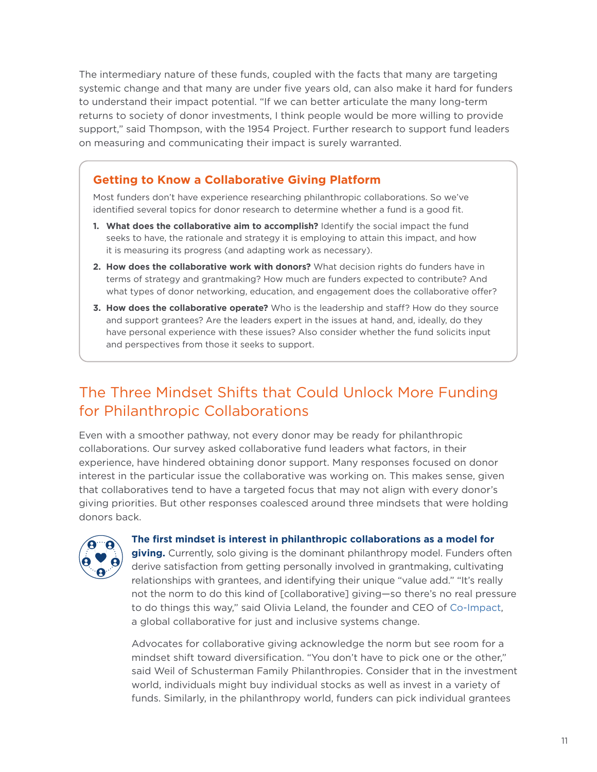The intermediary nature of these funds, coupled with the facts that many are targeting systemic change and that many are under five years old, can also make it hard for funders to understand their impact potential. "If we can better articulate the many long-term returns to society of donor investments, I think people would be more willing to provide support," said Thompson, with the 1954 Project. Further research to support fund leaders on measuring and communicating their impact is surely warranted.

### Getting to Know a Collaborative Giving Platform

Most funders don't have experience researching philanthropic collaborations. So we've identified several topics for donor research to determine whether a fund is a good fit.

1. **What does the collaborative aim to accomplish?** Identify the social impact the fund seeks to have, the rationale and strategy it is employing to attain this impact, and how it is measuring its progress (and adapting work as necessary).
2. **How does the collaborative work with donors?** What decision rights do funders have in terms of strategy and grantmaking? How much are funders expected to contribute? And what types of donor networking, education, and engagement does the collaborative offer?
3. **How does the collaborative operate?** Who is the leadership and staff? How do they source and support grantees? Are the leaders expert in the issues at hand, and, ideally, do they have personal experience with these issues? Also consider whether the fund solicits input and perspectives from those it seeks to support.

## The Three Mindset Shifts that Could Unlock More Funding for Philanthropic Collaborations

Even with a smoother pathway, not every donor may be ready for philanthropic collaborations. Our survey asked collaborative fund leaders what factors, in their experience, have hindered obtaining donor support. Many responses focused on donor interest in the particular issue the collaborative was working on. This makes sense, given that collaboratives tend to have a targeted focus that may not align with every donor's giving priorities. But other responses coalesced around three mindsets that were holding donors back.

**The first mindset is interest in philanthropic collaborations as a model for giving.** Currently, solo giving is the dominant philanthropy model. Funders often derive satisfaction from getting personally involved in grantmaking, cultivating relationships with grantees, and identifying their unique "value add." "It's really not the norm to do this kind of [collaborative] giving—so there's no real pressure to do things this way," said Olivia Leland, the founder and CEO of Co-Impact, a global collaborative for just and inclusive systems change.

Advocates for collaborative giving acknowledge the norm but see room for a mindset shift toward diversification. "You don't have to pick one or the other," said Weil of Schusterman Family Philanthropies. Consider that in the investment world, individuals might buy individual stocks as well as invest in a variety of funds. Similarly, in the philanthropy world, funders can pick individual grantees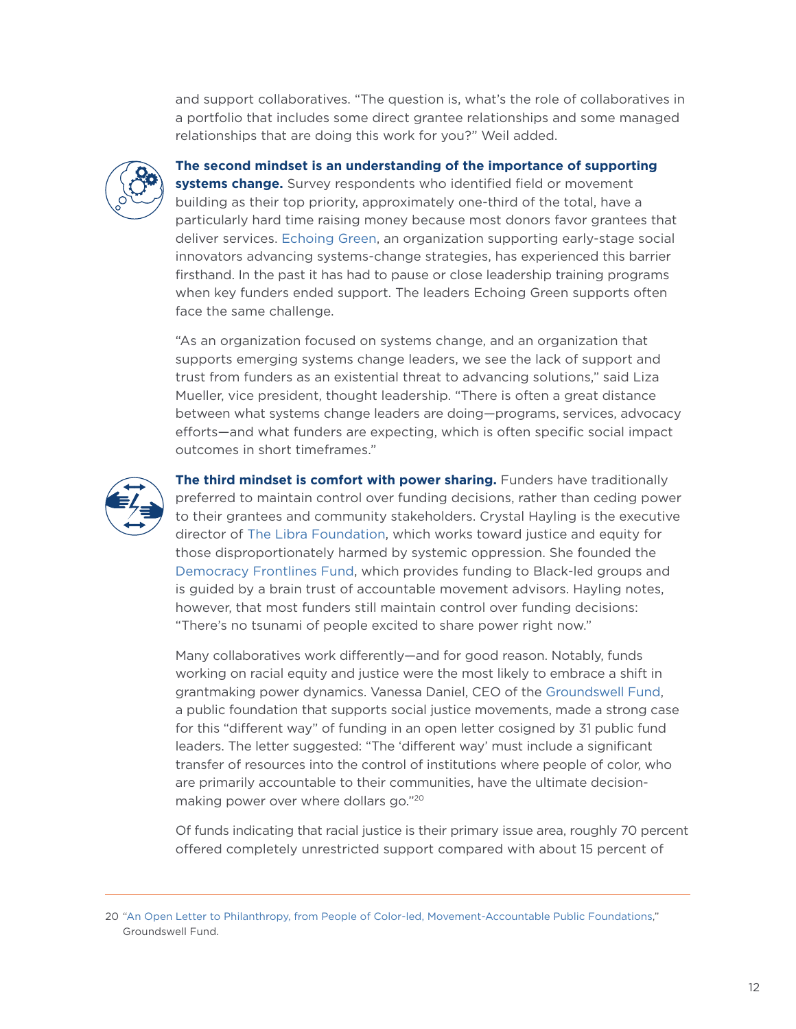and support collaboratives. "The question is, what's the role of collaboratives in a portfolio that includes some direct grantee relationships and some managed relationships that are doing this work for you?" Weil added.

**The second mindset is an understanding of the importance of supporting systems change.** Survey respondents who identified field or movement building as their top priority, approximately one-third of the total, have a particularly hard time raising money because most donors favor grantees that deliver services. Echoing Green, an organization supporting early-stage social innovators advancing systems-change strategies, has experienced this barrier firsthand. In the past it has had to pause or close leadership training programs when key funders ended support. The leaders Echoing Green supports often face the same challenge.

"As an organization focused on systems change, and an organization that supports emerging systems change leaders, we see the lack of support and trust from funders as an existential threat to advancing solutions," said Liza Mueller, vice president, thought leadership. "There is often a great distance between what systems change leaders are doing—programs, services, advocacy efforts—and what funders are expecting, which is often specific social impact outcomes in short timeframes."

**The third mindset is comfort with power sharing.** Funders have traditionally preferred to maintain control over funding decisions, rather than ceding power to their grantees and community stakeholders. Crystal Hayling is the executive director of The Libra Foundation, which works toward justice and equity for those disproportionately harmed by systemic oppression. She founded the Democracy Frontlines Fund, which provides funding to Black-led groups and is guided by a brain trust of accountable movement advisors. Hayling notes, however, that most funders still maintain control over funding decisions: "There's no tsunami of people excited to share power right now."

Many collaboratives work differently—and for good reason. Notably, funds working on racial equity and justice were the most likely to embrace a shift in grantmaking power dynamics. Vanessa Daniel, CEO of the Groundswell Fund, a public foundation that supports social justice movements, made a strong case for this "different way" of funding in an open letter cosigned by 31 public fund leaders. The letter suggested: "The 'different way' must include a significant transfer of resources into the control of institutions where people of color, who are primarily accountable to their communities, have the ultimate decision-making power over where dollars go."[20]

Of funds indicating that racial justice is their primary issue area, roughly 70 percent offered completely unrestricted support compared with about 15 percent of

---

20 "An Open Letter to Philanthropy, from People of Color-led, Movement-Accountable Public Foundations," Groundswell Fund.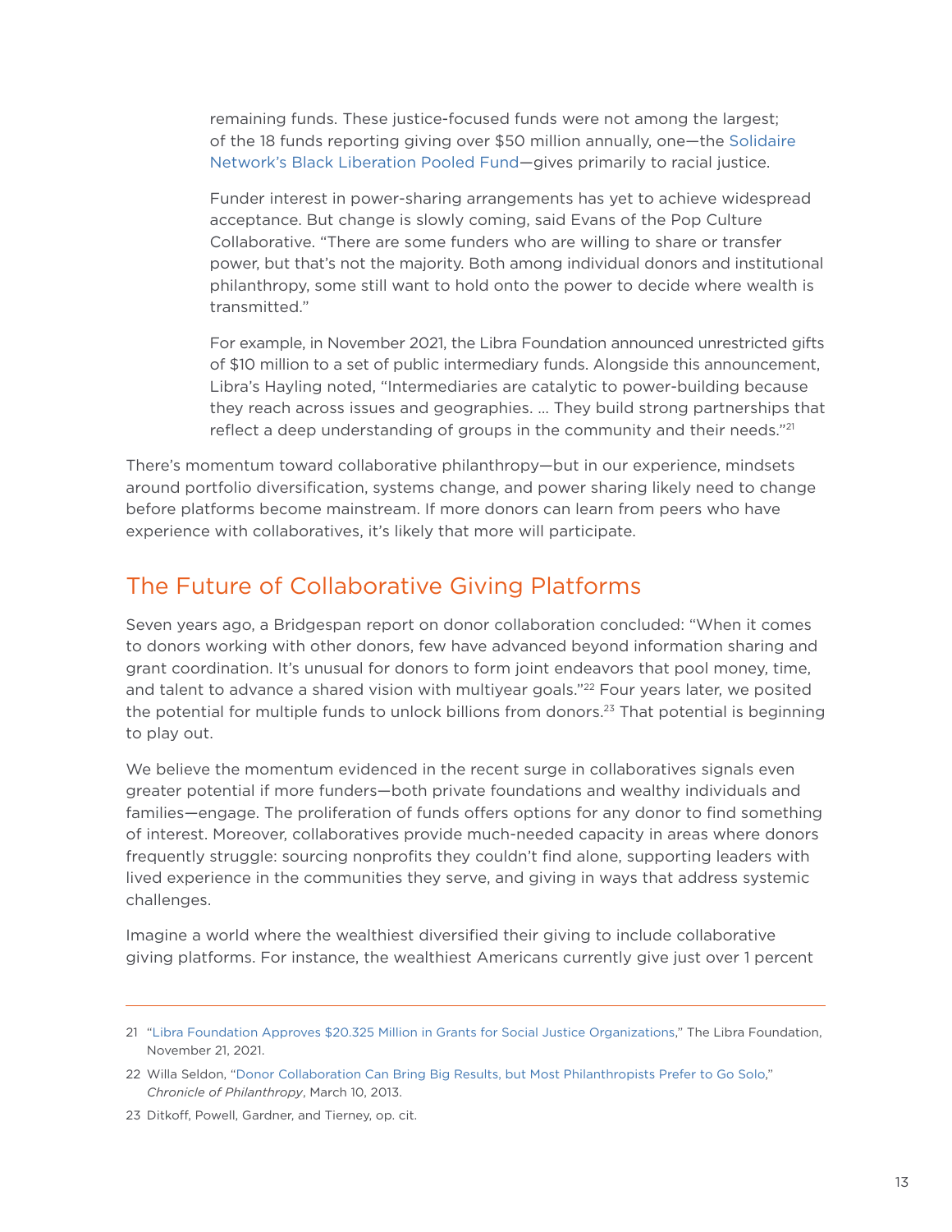remaining funds. These justice-focused funds were not among the largest; of the 18 funds reporting giving over $50 million annually, one—the Solidaire Network's Black Liberation Pooled Fund—gives primarily to racial justice.

Funder interest in power-sharing arrangements has yet to achieve widespread acceptance. But change is slowly coming, said Evans of the Pop Culture Collaborative. "There are some funders who are willing to share or transfer power, but that's not the majority. Both among individual donors and institutional philanthropy, some still want to hold onto the power to decide where wealth is transmitted."

For example, in November 2021, the Libra Foundation announced unrestricted gifts of $10 million to a set of public intermediary funds. Alongside this announcement, Libra's Hayling noted, "Intermediaries are catalytic to power-building because they reach across issues and geographies. ... They build strong partnerships that reflect a deep understanding of groups in the community and their needs."[21]

There's momentum toward collaborative philanthropy—but in our experience, mindsets around portfolio diversification, systems change, and power sharing likely need to change before platforms become mainstream. If more donors can learn from peers who have experience with collaboratives, it's likely that more will participate.

## The Future of Collaborative Giving Platforms

Seven years ago, a Bridgespan report on donor collaboration concluded: "When it comes to donors working with other donors, few have advanced beyond information sharing and grant coordination. It's unusual for donors to form joint endeavors that pool money, time, and talent to advance a shared vision with multiyear goals."[22] Four years later, we posited the potential for multiple funds to unlock billions from donors.[23] That potential is beginning to play out.

We believe the momentum evidenced in the recent surge in collaboratives signals even greater potential if more funders—both private foundations and wealthy individuals and families—engage. The proliferation of funds offers options for any donor to find something of interest. Moreover, collaboratives provide much-needed capacity in areas where donors frequently struggle: sourcing nonprofits they couldn't find alone, supporting leaders with lived experience in the communities they serve, and giving in ways that address systemic challenges.

Imagine a world where the wealthiest diversified their giving to include collaborative giving platforms. For instance, the wealthiest Americans currently give just over 1 percent

---

21 "Libra Foundation Approves $20.325 Million in Grants for Social Justice Organizations," The Libra Foundation, November 21, 2021.

22 Willa Seldon, "Donor Collaboration Can Bring Big Results, but Most Philanthropists Prefer to Go Solo," *Chronicle of Philanthropy*, March 10, 2013.

23 Ditkoff, Powell, Gardner, and Tierney, op. cit.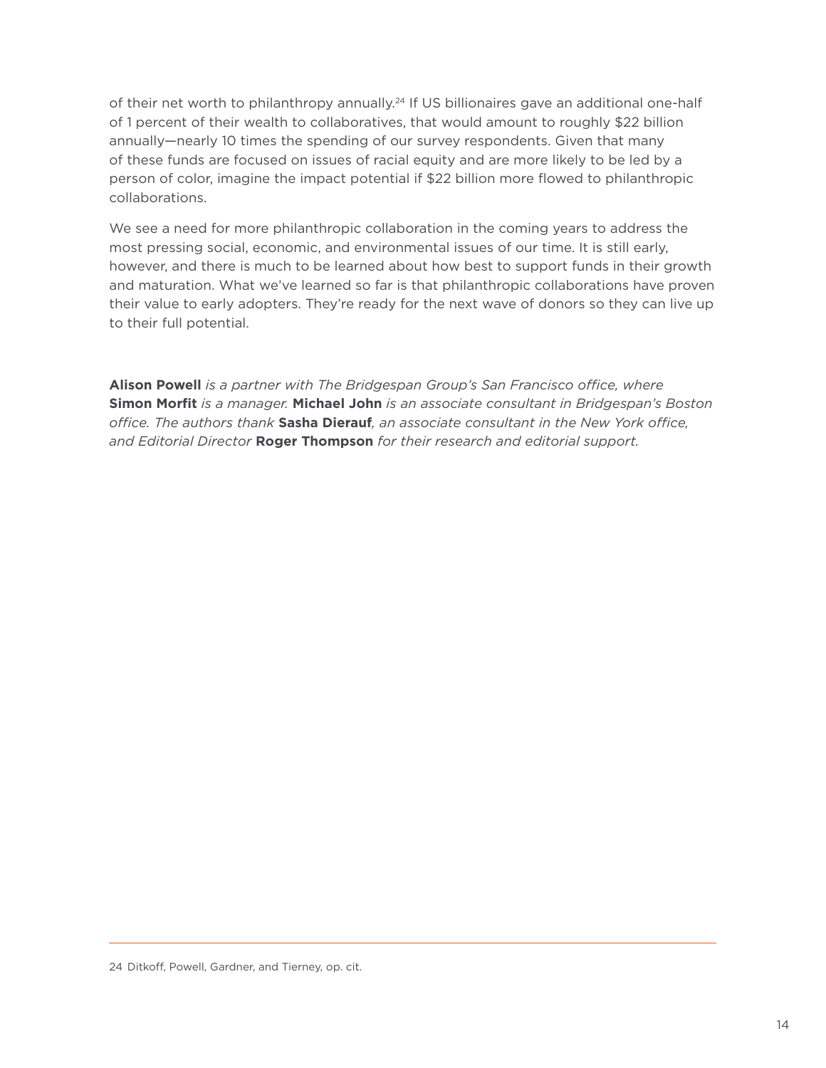of their net worth to philanthropy annually.[24] If US billionaires gave an additional one-half of 1 percent of their wealth to collaboratives, that would amount to roughly $22 billion annually—nearly 10 times the spending of our survey respondents. Given that many of these funds are focused on issues of racial equity and are more likely to be led by a person of color, imagine the impact potential if $22 billion more flowed to philanthropic collaborations.

We see a need for more philanthropic collaboration in the coming years to address the most pressing social, economic, and environmental issues of our time. It is still early, however, and there is much to be learned about how best to support funds in their growth and maturation. What we've learned so far is that philanthropic collaborations have proven their value to early adopters. They're ready for the next wave of donors so they can live up to their full potential.

**Alison Powell** *is a partner with The Bridgespan Group's San Francisco office, where* **Simon Morfit** *is a manager.* **Michael John** *is an associate consultant in Bridgespan's Boston office. The authors thank* **Sasha Dierauf***, an associate consultant in the New York office, and Editorial Director* **Roger Thompson** *for their research and editorial support.*

---

24 Ditkoff, Powell, Gardner, and Tierney, op. cit.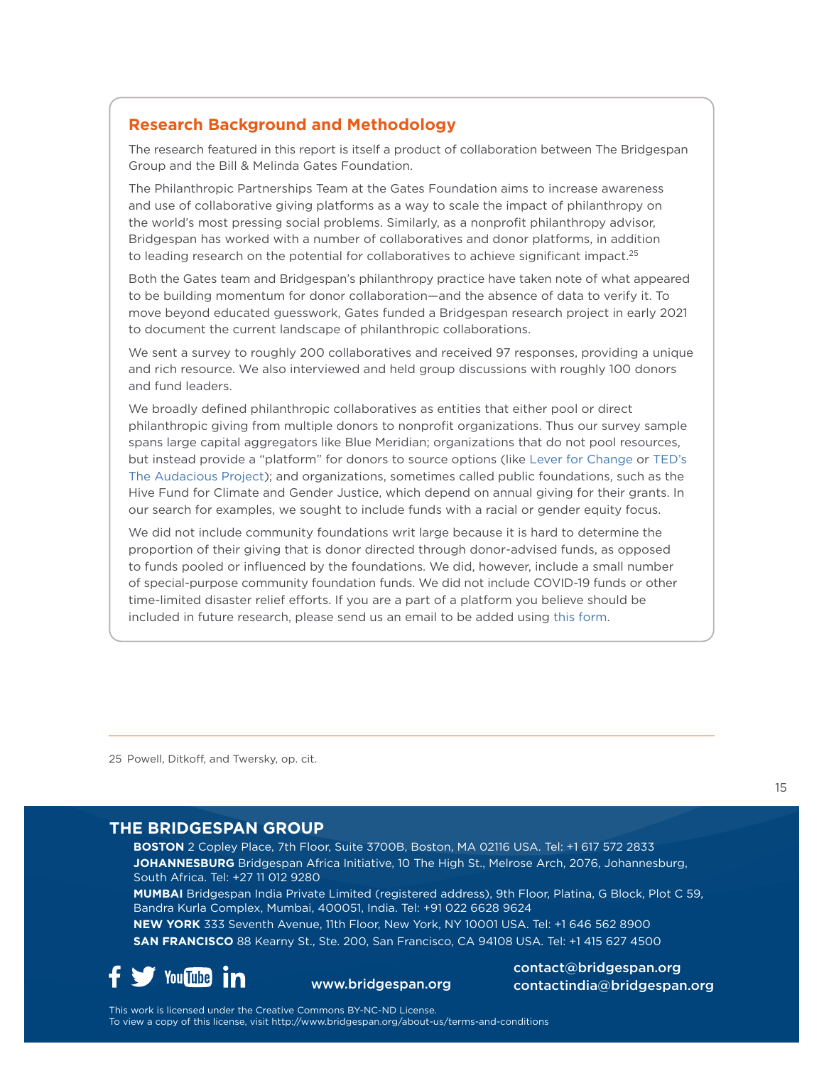## Research Background and Methodology

The research featured in this report is itself a product of collaboration between The Bridgespan Group and the Bill & Melinda Gates Foundation.

The Philanthropic Partnerships Team at the Gates Foundation aims to increase awareness and use of collaborative giving platforms as a way to scale the impact of philanthropy on the world's most pressing social problems. Similarly, as a nonprofit philanthropy advisor, Bridgespan has worked with a number of collaboratives and donor platforms, in addition to leading research on the potential for collaboratives to achieve significant impact.[25]

Both the Gates team and Bridgespan's philanthropy practice have taken note of what appeared to be building momentum for donor collaboration—and the absence of data to verify it. To move beyond educated guesswork, Gates funded a Bridgespan research project in early 2021 to document the current landscape of philanthropic collaborations.

We sent a survey to roughly 200 collaboratives and received 97 responses, providing a unique and rich resource. We also interviewed and held group discussions with roughly 100 donors and fund leaders.

We broadly defined philanthropic collaboratives as entities that either pool or direct philanthropic giving from multiple donors to nonprofit organizations. Thus our survey sample spans large capital aggregators like Blue Meridian; organizations that do not pool resources, but instead provide a "platform" for donors to source options (like Lever for Change or TED's The Audacious Project); and organizations, sometimes called public foundations, such as the Hive Fund for Climate and Gender Justice, which depend on annual giving for their grants. In our search for examples, we sought to include funds with a racial or gender equity focus.

We did not include community foundations writ large because it is hard to determine the proportion of their giving that is donor directed through donor-advised funds, as opposed to funds pooled or influenced by the foundations. We did, however, include a small number of special-purpose community foundation funds. We did not include COVID-19 funds or other time-limited disaster relief efforts. If you are a part of a platform you believe should be included in future research, please send us an email to be added using this form.

---

25 Powell, Ditkoff, and Twersky, op. cit.

## THE BRIDGESPAN GROUP

**BOSTON** 2 Copley Place, 7th Floor, Suite 3700B, Boston, MA 02116 USA. Tel: +1 617 572 2833

**JOHANNESBURG** Bridgespan Africa Initiative, 10 The High St., Melrose Arch, 2076, Johannesburg, South Africa. Tel: +27 11 012 9280

**MUMBAI** Bridgespan India Private Limited (registered address), 9th Floor, Platina, G Block, Plot C 59, Bandra Kurla Complex, Mumbai, 400051, India. Tel: +91 022 6628 9624

**NEW YORK** 333 Seventh Avenue, 11th Floor, New York, NY 10001 USA. Tel: +1 646 562 8900

**SAN FRANCISCO** 88 Kearny St., Ste. 200, San Francisco, CA 94108 USA. Tel: +1 415 627 4500

www.bridgespan.org

contact@bridgespan.org
contactindia@bridgespan.org

This work is licensed under the Creative Commons BY-NC-ND License.
To view a copy of this license, visit http://www.bridgespan.org/about-us/terms-and-conditions